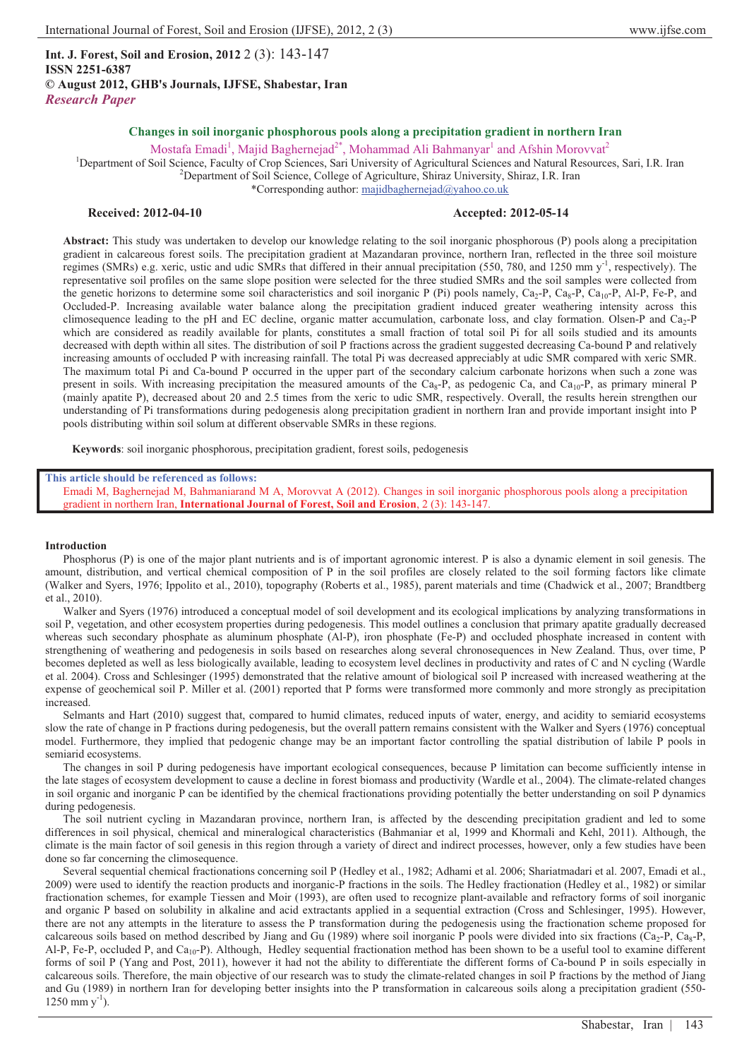**Int. J. Forest, Soil and Erosion, 2012** 2 (3): 143-147
**ISSN 2251-6387**
**© August 2012, GHB's Journals, IJFSE, Shabestar, Iran**
***Research Paper***

# Changes in soil inorganic phosphorous pools along a precipitation gradient in northern Iran

Mostafa Emadi[1], Majid Baghernejad[2*], Mohammad Ali Bahmanyar[1] and Afshin Morovvat[2]

[1]Department of Soil Science, Faculty of Crop Sciences, Sari University of Agricultural Sciences and Natural Resources, Sari, I.R. Iran
[2]Department of Soil Science, College of Agriculture, Shiraz University, Shiraz, I.R. Iran
*Corresponding author: majidbaghernejad@yahoo.co.uk

**Received: 2012-04-10** **Accepted: 2012-05-14**

**Abstract:** This study was undertaken to develop our knowledge relating to the soil inorganic phosphorous (P) pools along a precipitation gradient in calcareous forest soils. The precipitation gradient at Mazandaran province, northern Iran, reflected in the three soil moisture regimes (SMRs) e.g. xeric, ustic and udic SMRs that differed in their annual precipitation (550, 780, and 1250 mm $y^{-1}$, respectively). The representative soil profiles on the same slope position were selected for the three studied SMRs and the soil samples were collected from the genetic horizons to determine some soil characteristics and soil inorganic P (Pi) pools namely, $Ca_2$-P, $Ca_8$-P, $Ca_{10}$-P, Al-P, Fe-P, and Occluded-P. Increasing available water balance along the precipitation gradient induced greater weathering intensity across this climosequence leading to the pH and EC decline, organic matter accumulation, carbonate loss, and clay formation. Olsen-P and $Ca_2$-P which are considered as readily available for plants, constitutes a small fraction of total soil Pi for all soils studied and its amounts decreased with depth within all sites. The distribution of soil P fractions across the gradient suggested decreasing Ca-bound P and relatively increasing amounts of occluded P with increasing rainfall. The total Pi was decreased appreciably at udic SMR compared with xeric SMR. The maximum total Pi and Ca-bound P occurred in the upper part of the secondary calcium carbonate horizons when such a zone was present in soils. With increasing precipitation the measured amounts of the $Ca_8$-P, as pedogenic Ca, and $Ca_{10}$-P, as primary mineral P (mainly apatite P), decreased about 20 and 2.5 times from the xeric to udic SMR, respectively. Overall, the results herein strengthen our understanding of Pi transformations during pedogenesis along precipitation gradient in northern Iran and provide important insight into P pools distributing within soil solum at different observable SMRs in these regions.

**Keywords**: soil inorganic phosphorous, precipitation gradient, forest soils, pedogenesis

**This article should be referenced as follows:**
Emadi M, Baghernejad M, Bahmaniarand M A, Morovvat A (2012). Changes in soil inorganic phosphorous pools along a precipitation gradient in northern Iran, **International Journal of Forest, Soil and Erosion**, 2 (3): 143-147.

## Introduction

Phosphorus (P) is one of the major plant nutrients and is of important agronomic interest. P is also a dynamic element in soil genesis. The amount, distribution, and vertical chemical composition of P in the soil profiles are closely related to the soil forming factors like climate (Walker and Syers, 1976; Ippolito et al., 2010), topography (Roberts et al., 1985), parent materials and time (Chadwick et al., 2007; Brandtberg et al., 2010).

Walker and Syers (1976) introduced a conceptual model of soil development and its ecological implications by analyzing transformations in soil P, vegetation, and other ecosystem properties during pedogenesis. This model outlines a conclusion that primary apatite gradually decreased whereas such secondary phosphate as aluminum phosphate (Al-P), iron phosphate (Fe-P) and occluded phosphate increased in content with strengthening of weathering and pedogenesis in soils based on researches along several chronosequences in New Zealand. Thus, over time, P becomes depleted as well as less biologically available, leading to ecosystem level declines in productivity and rates of C and N cycling (Wardle et al. 2004). Cross and Schlesinger (1995) demonstrated that the relative amount of biological soil P increased with increased weathering at the expense of geochemical soil P. Miller et al. (2001) reported that P forms were transformed more commonly and more strongly as precipitation increased.

Selmants and Hart (2010) suggest that, compared to humid climates, reduced inputs of water, energy, and acidity to semiarid ecosystems slow the rate of change in P fractions during pedogenesis, but the overall pattern remains consistent with the Walker and Syers (1976) conceptual model. Furthermore, they implied that pedogenic change may be an important factor controlling the spatial distribution of labile P pools in semiarid ecosystems.

The changes in soil P during pedogenesis have important ecological consequences, because P limitation can become sufficiently intense in the late stages of ecosystem development to cause a decline in forest biomass and productivity (Wardle et al., 2004). The climate-related changes in soil organic and inorganic P can be identified by the chemical fractionations providing potentially the better understanding on soil P dynamics during pedogenesis.

The soil nutrient cycling in Mazandaran province, northern Iran, is affected by the descending precipitation gradient and led to some differences in soil physical, chemical and mineralogical characteristics (Bahmaniar et al, 1999 and Khormali and Kehl, 2011). Although, the climate is the main factor of soil genesis in this region through a variety of direct and indirect processes, however, only a few studies have been done so far concerning the climosequence.

Several sequential chemical fractionations concerning soil P (Hedley et al., 1982; Adhami et al. 2006; Shariatmadari et al. 2007, Emadi et al., 2009) were used to identify the reaction products and inorganic-P fractions in the soils. The Hedley fractionation (Hedley et al., 1982) or similar fractionation schemes, for example Tiessen and Moir (1993), are often used to recognize plant-available and refractory forms of soil inorganic and organic P based on solubility in alkaline and acid extractants applied in a sequential extraction (Cross and Schlesinger, 1995). However, there are not any attempts in the literature to assess the P transformation during the pedogenesis using the fractionation scheme proposed for calcareous soils based on method described by Jiang and Gu (1989) where soil inorganic P pools were divided into six fractions ($Ca_2$-P, $Ca_8$-P, Al-P, Fe-P, occluded P, and $Ca_{10}$-P). Although, Hedley sequential fractionation method has been shown to be a useful tool to examine different forms of soil P (Yang and Post, 2011), however it had not the ability to differentiate the different forms of Ca-bound P in soils especially in calcareous soils. Therefore, the main objective of our research was to study the climate-related changes in soil P fractions by the method of Jiang and Gu (1989) in northern Iran for developing better insights into the P transformation in calcareous soils along a precipitation gradient (550-1250 mm $y^{-1}$).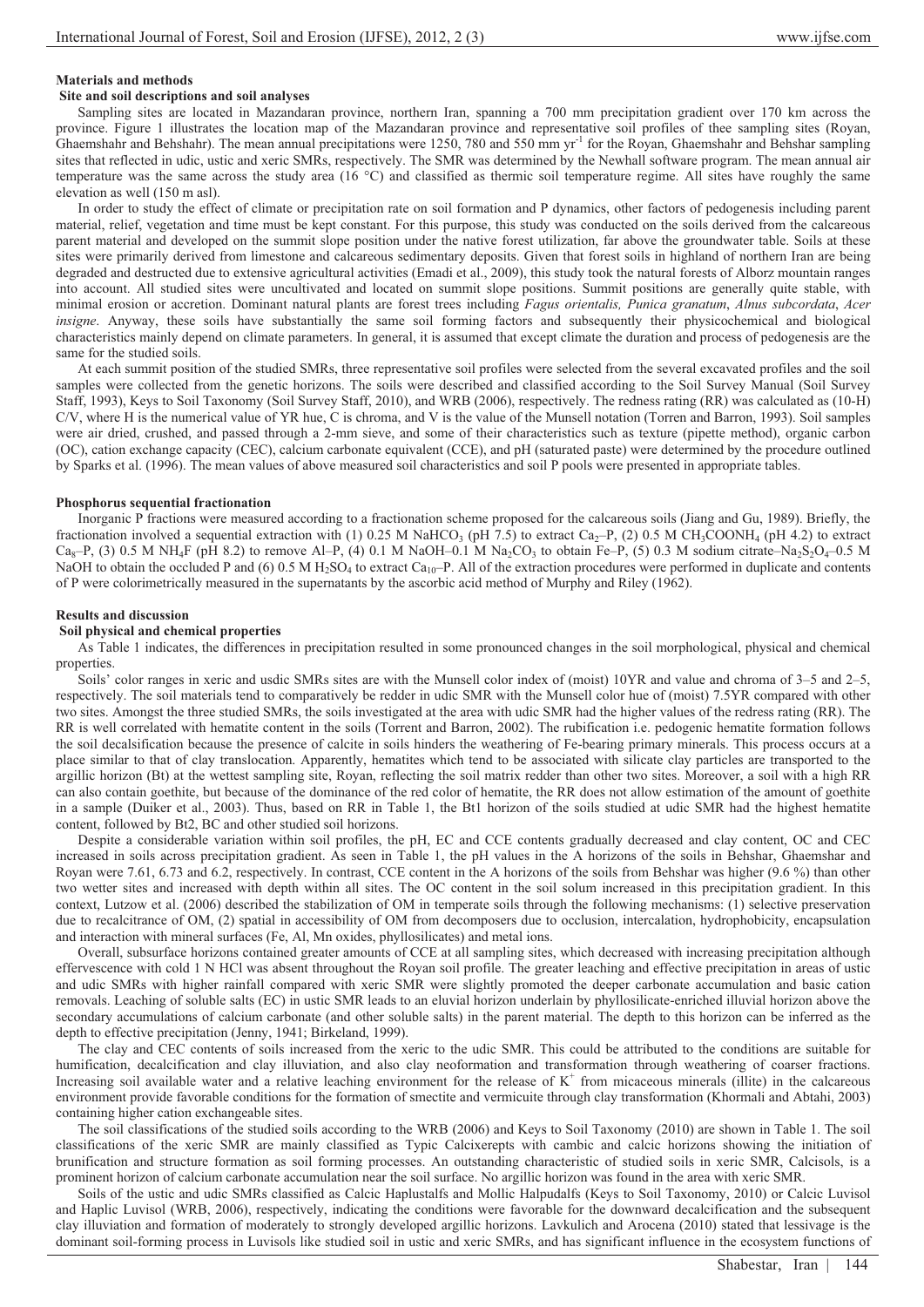## Materials and methods

### Site and soil descriptions and soil analyses

Sampling sites are located in Mazandaran province, northern Iran, spanning a 700 mm precipitation gradient over 170 km across the province. Figure 1 illustrates the location map of the Mazandaran province and representative soil profiles of thee sampling sites (Royan, Ghaemshahr and Behshahr). The mean annual precipitations were 1250, 780 and 550 mm yr$^{-1}$ for the Royan, Ghaemshahr and Behshar sampling sites that reflected in udic, ustic and xeric SMRs, respectively. The SMR was determined by the Newhall software program. The mean annual air temperature was the same across the study area (16 °C) and classified as thermic soil temperature regime. All sites have roughly the same elevation as well (150 m asl).

In order to study the effect of climate or precipitation rate on soil formation and P dynamics, other factors of pedogenesis including parent material, relief, vegetation and time must be kept constant. For this purpose, this study was conducted on the soils derived from the calcareous parent material and developed on the summit slope position under the native forest utilization, far above the groundwater table. Soils at these sites were primarily derived from limestone and calcareous sedimentary deposits. Given that forest soils in highland of northern Iran are being degraded and destructed due to extensive agricultural activities (Emadi et al., 2009), this study took the natural forests of Alborz mountain ranges into account. All studied sites were uncultivated and located on summit slope positions. Summit positions are generally quite stable, with minimal erosion or accretion. Dominant natural plants are forest trees including *Fagus orientalis, Punica granatum*, *Alnus subcordata*, *Acer insigne*. Anyway, these soils have substantially the same soil forming factors and subsequently their physicochemical and biological characteristics mainly depend on climate parameters. In general, it is assumed that except climate the duration and process of pedogenesis are the same for the studied soils.

At each summit position of the studied SMRs, three representative soil profiles were selected from the several excavated profiles and the soil samples were collected from the genetic horizons. The soils were described and classified according to the Soil Survey Manual (Soil Survey Staff, 1993), Keys to Soil Taxonomy (Soil Survey Staff, 2010), and WRB (2006), respectively. The redness rating (RR) was calculated as (10-H) C/V, where H is the numerical value of YR hue, C is chroma, and V is the value of the Munsell notation (Torren and Barron, 1993). Soil samples were air dried, crushed, and passed through a 2-mm sieve, and some of their characteristics such as texture (pipette method), organic carbon (OC), cation exchange capacity (CEC), calcium carbonate equivalent (CCE), and pH (saturated paste) were determined by the procedure outlined by Sparks et al. (1996). The mean values of above measured soil characteristics and soil P pools were presented in appropriate tables.

### Phosphorus sequential fractionation

Inorganic P fractions were measured according to a fractionation scheme proposed for the calcareous soils (Jiang and Gu, 1989). Briefly, the fractionation involved a sequential extraction with (1) 0.25 M $NaHCO_3$ (pH 7.5) to extract $Ca_2$–P, (2) 0.5 M $CH_3COONH_4$ (pH 4.2) to extract $Ca_8$–P, (3) 0.5 M $NH_4F$ (pH 8.2) to remove Al–P, (4) 0.1 M NaOH–0.1 M $Na_2CO_3$ to obtain Fe–P, (5) 0.3 M sodium citrate–$Na_2S_2O_4$–0.5 M NaOH to obtain the occluded P and (6) 0.5 M $H_2SO_4$ to extract $Ca_{10}$–P. All of the extraction procedures were performed in duplicate and contents of P were colorimetrically measured in the supernatants by the ascorbic acid method of Murphy and Riley (1962).

## Results and discussion

### Soil physical and chemical properties

As Table 1 indicates, the differences in precipitation resulted in some pronounced changes in the soil morphological, physical and chemical properties.

Soils' color ranges in xeric and usdic SMRs sites are with the Munsell color index of (moist) 10YR and value and chroma of 3–5 and 2–5, respectively. The soil materials tend to comparatively be redder in udic SMR with the Munsell color hue of (moist) 7.5YR compared with other two sites. Amongst the three studied SMRs, the soils investigated at the area with udic SMR had the higher values of the redress rating (RR). The RR is well correlated with hematite content in the soils (Torrent and Barron, 2002). The rubification i.e. pedogenic hematite formation follows the soil decalsification because the presence of calcite in soils hinders the weathering of Fe-bearing primary minerals. This process occurs at a place similar to that of clay translocation. Apparently, hematites which tend to be associated with silicate clay particles are transported to the argillic horizon (Bt) at the wettest sampling site, Royan, reflecting the soil matrix redder than other two sites. Moreover, a soil with a high RR can also contain goethite, but because of the dominance of the red color of hematite, the RR does not allow estimation of the amount of goethite in a sample (Duiker et al., 2003). Thus, based on RR in Table 1, the Bt1 horizon of the soils studied at udic SMR had the highest hematite content, followed by Bt2, BC and other studied soil horizons.

Despite a considerable variation within soil profiles, the pH, EC and CCE contents gradually decreased and clay content, OC and CEC increased in soils across precipitation gradient. As seen in Table 1, the pH values in the A horizons of the soils in Behshar, Ghaemshar and Royan were 7.61, 6.73 and 6.2, respectively. In contrast, CCE content in the A horizons of the soils from Behshar was higher (9.6 %) than other two wetter sites and increased with depth within all sites. The OC content in the soil solum increased in this precipitation gradient. In this context, Lutzow et al. (2006) described the stabilization of OM in temperate soils through the following mechanisms: (1) selective preservation due to recalcitrance of OM, (2) spatial in accessibility of OM from decomposers due to occlusion, intercalation, hydrophobicity, encapsulation and interaction with mineral surfaces (Fe, Al, Mn oxides, phyllosilicates) and metal ions.

Overall, subsurface horizons contained greater amounts of CCE at all sampling sites, which decreased with increasing precipitation although effervescence with cold 1 N HCl was absent throughout the Royan soil profile. The greater leaching and effective precipitation in areas of ustic and udic SMRs with higher rainfall compared with xeric SMR were slightly promoted the deeper carbonate accumulation and basic cation removals. Leaching of soluble salts (EC) in ustic SMR leads to an eluvial horizon underlain by phyllosilicate-enriched illuvial horizon above the secondary accumulations of calcium carbonate (and other soluble salts) in the parent material. The depth to this horizon can be inferred as the depth to effective precipitation (Jenny, 1941; Birkeland, 1999).

The clay and CEC contents of soils increased from the xeric to the udic SMR. This could be attributed to the conditions are suitable for humification, decalcification and clay illuviation, and also clay neoformation and transformation through weathering of coarser fractions. Increasing soil available water and a relative leaching environment for the release of $K^+$ from micaceous minerals (illite) in the calcareous environment provide favorable conditions for the formation of smectite and vermicuite through clay transformation (Khormali and Abtahi, 2003) containing higher cation exchangeable sites.

The soil classifications of the studied soils according to the WRB (2006) and Keys to Soil Taxonomy (2010) are shown in Table 1. The soil classifications of the xeric SMR are mainly classified as Typic Calcixerepts with cambic and calcic horizons showing the initiation of brunification and structure formation as soil forming processes. An outstanding characteristic of studied soils in xeric SMR, Calcisols, is a prominent horizon of calcium carbonate accumulation near the soil surface. No argillic horizon was found in the area with xeric SMR.

Soils of the ustic and udic SMRs classified as Calcic Haplustalfs and Mollic Halpudalfs (Keys to Soil Taxonomy, 2010) or Calcic Luvisol and Haplic Luvisol (WRB, 2006), respectively, indicating the conditions were favorable for the downward decalcification and the subsequent clay illuviation and formation of moderately to strongly developed argillic horizons. Lavkulich and Arocena (2010) stated that lessivage is the dominant soil-forming process in Luvisols like studied soil in ustic and xeric SMRs, and has significant influence in the ecosystem functions of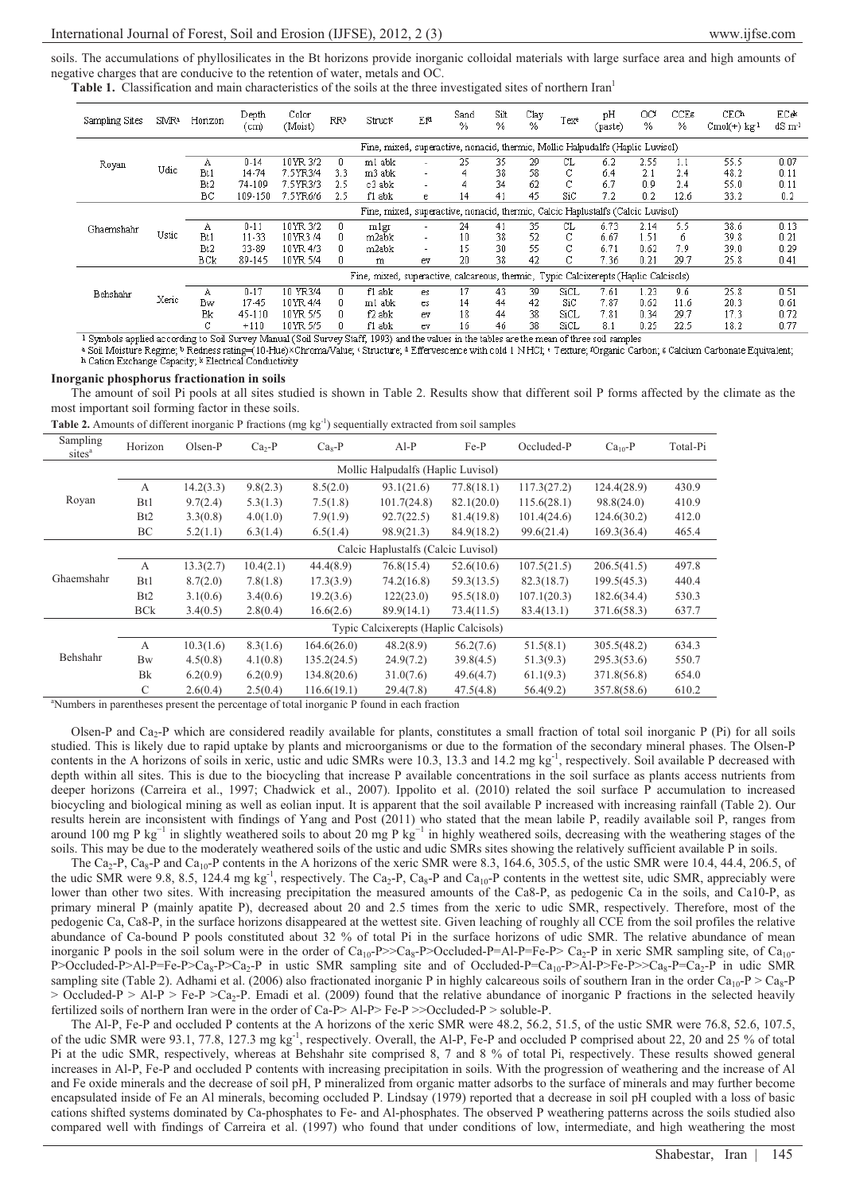soils. The accumulations of phyllosilicates in the Bt horizons provide inorganic colloidal materials with large surface area and high amounts of negative charges that are conducive to the retention of water, metals and OC.

**Table 1.** Classification and main characteristics of the soils at the three investigated sites of northern Iran[1]

| Sampling Sites | SMR[a] | Horizon | Depth (cm) | Color (Moist) | RR[b] | Struc[c] | Ef[d] | Sand % | Silt % | Clay % | Tex[e] | pH (paste) | OC[f] % | CCE[g] % | CEC[h] Cmol(+) kg[-1] | EC[k] dS m[-1] |
|---|---|---|---|---|---|---|---|---|---|---|---|---|---|---|---|---|
| | | Fine, mixed, superactive, nonacid, thermic, Mollic Halpudalfs (Haplic Luvisol) | | | | | | | | | | | | | | |
| Royan | Udic | A | 0-14 | 10YR 3/2 | 0 | m1 abk | - | 25 | 35 | 20 | CL | 6.2 | 2.55 | 1.1 | 55.5 | 0.07 |
| | | Bt1 | 14-74 | 7.5YR3/4 | 3.3 | m3 abk | - | 4 | 38 | 58 | C | 6.4 | 2.1 | 2.4 | 48.2 | 0.11 |
| | | Bt2 | 74-109 | 7.5YR3/3 | 2.5 | c3 abk | - | 4 | 34 | 62 | C | 6.7 | 0.9 | 2.4 | 55.0 | 0.11 |
| | | BC | 109-150 | 7.5YR6/6 | 2.5 | f1 abk | e | 14 | 41 | 45 | SiC | 7.2 | 0.2 | 12.6 | 33.2 | 0.2 |
| | | Fine, mixed, superactive, nonacid, thermic, Calcic Haplustalfs (Calcic Luvisol) | | | | | | | | | | | | | | |
| Ghaemshahr | Ustic | A | 0-11 | 10YR 3/2 | 0 | m1gr | - | 24 | 41 | 35 | CL | 6.73 | 2.14 | 5.5 | 38.6 | 0.13 |
| | | Bt1 | 11-33 | 10YR3 /4 | 0 | m2abk | - | 10 | 38 | 52 | C | 6.67 | 1.51 | 6 | 39.8 | 0.21 |
| | | Bt2 | 33-89 | 10YR 4/3 | 0 | m2abk | - | 15 | 30 | 55 | C | 6.71 | 0.62 | 7.9 | 39.0 | 0.29 |
| | | BCk | 89-145 | 10YR 5/4 | 0 | m | ev | 20 | 38 | 42 | C | 7.36 | 0.21 | 29.7 | 25.8 | 0.41 |
| | | Fine, mixed, superactive, calcareous, thermic, Typic Calcixerepts (Haplic Calcisols) | | | | | | | | | | | | | | |
| Behshahr | Xeric | A | 0-17 | 10 YR3/4 | 0 | f1 abk | es | 17 | 43 | 39 | SiCL | 7.61 | 1.23 | 9.6 | 25.8 | 0.51 |
| | | Bw | 17-45 | 10YR 4/4 | 0 | m1 abk | es | 14 | 44 | 42 | SiC | 7.87 | 0.62 | 11.6 | 20.3 | 0.61 |
| | | Bk | 45-110 | 10YR 5/5 | 0 | f2 abk | ev | 18 | 44 | 38 | SiCL | 7.81 | 0.34 | 29.7 | 17.3 | 0.72 |
| | | C | +110 | 10YR 5/5 | 0 | f1 abk | ev | 16 | 46 | 38 | SiCL | 8.1 | 0.25 | 22.5 | 18.2 | 0.77 |

[1] Symbols applied according to Soil Survey Manual (Soil Survey Staff, 1993) and the values in the tables are the mean of three soil samples
[a] Soil Moisture Regime; [b] Redness rating=(10-Hue)×Chroma/Value; [c] Structure; [d] Effervescence with cold 1 N HCl; [e] Texture; [f] Organic Carbon; [g] Calcium Carbonate Equivalent; [h] Cation Exchange Capacity; [k] Electrical Conductivity

## Inorganic phosphorus fractionation in soils

The amount of soil Pi pools at all sites studied is shown in Table 2. Results show that different soil P forms affected by the climate as the most important soil forming factor in these soils.

**Table 2.** Amounts of different inorganic P fractions (mg kg$^{-1}$) sequentially extracted from soil samples

| Sampling sites[a] | Horizon | Olsen-P | $Ca_2$-P | $Ca_8$-P | Al-P | Fe-P | Occluded-P | $Ca_{10}$-P | Total-Pi |
|---|---|---|---|---|---|---|---|---|---|
| | Mollic Halpudalfs (Haplic Luvisol) | | | | | | | | |
| Royan | A | 14.2(3.3) | 9.8(2.3) | 8.5(2.0) | 93.1(21.6) | 77.8(18.1) | 117.3(27.2) | 124.4(28.9) | 430.9 |
| | Bt1 | 9.7(2.4) | 5.3(1.3) | 7.5(1.8) | 101.7(24.8) | 82.1(20.0) | 115.6(28.1) | 98.8(24.0) | 410.9 |
| | Bt2 | 3.3(0.8) | 4.0(1.0) | 7.9(1.9) | 92.7(22.5) | 81.4(19.8) | 101.4(24.6) | 124.6(30.2) | 412.0 |
| | BC | 5.2(1.1) | 6.3(1.4) | 6.5(1.4) | 98.9(21.3) | 84.9(18.2) | 99.6(21.4) | 169.3(36.4) | 465.4 |
| | Calcic Haplustalfs (Calcic Luvisol) | | | | | | | | |
| Ghaemshahr | A | 13.3(2.7) | 10.4(2.1) | 44.4(8.9) | 76.8(15.4) | 52.6(10.6) | 107.5(21.5) | 206.5(41.5) | 497.8 |
| | Bt1 | 8.7(2.0) | 7.8(1.8) | 17.3(3.9) | 74.2(16.8) | 59.3(13.5) | 82.3(18.7) | 199.5(45.3) | 440.4 |
| | Bt2 | 3.1(0.6) | 3.4(0.6) | 19.2(3.6) | 122(23.0) | 95.5(18.0) | 107.1(20.3) | 182.6(34.4) | 530.3 |
| | BCk | 3.4(0.5) | 2.8(0.4) | 16.6(2.6) | 89.9(14.1) | 73.4(11.5) | 83.4(13.1) | 371.6(58.3) | 637.7 |
| | Typic Calcixerepts (Haplic Calcisols) | | | | | | | | |
| Behshahr | A | 10.3(1.6) | 8.3(1.6) | 164.6(26.0) | 48.2(8.9) | 56.2(7.6) | 51.5(8.1) | 305.5(48.2) | 634.3 |
| | Bw | 4.5(0.8) | 4.1(0.8) | 135.2(24.5) | 24.9(7.2) | 39.8(4.5) | 51.3(9.3) | 295.3(53.6) | 550.7 |
| | Bk | 6.2(0.9) | 6.2(0.9) | 134.8(20.6) | 31.0(7.6) | 49.6(4.7) | 61.1(9.3) | 371.8(56.8) | 654.0 |
| | C | 2.6(0.4) | 2.5(0.4) | 116.6(19.1) | 29.4(7.8) | 47.5(4.8) | 56.4(9.2) | 357.8(58.6) | 610.2 |

[a]Numbers in parentheses present the percentage of total inorganic P found in each fraction

Olsen-P and $Ca_2$-P which are considered readily available for plants, constitutes a small fraction of total soil inorganic P (Pi) for all soils studied. This is likely due to rapid uptake by plants and microorganisms or due to the formation of the secondary mineral phases. The Olsen-P contents in the A horizons of soils in xeric, ustic and udic SMRs were 10.3, 13.3 and 14.2 mg kg$^{-1}$, respectively. Soil available P decreased with depth within all sites. This is due to the biocycling that increase P available concentrations in the soil surface as plants access nutrients from deeper horizons (Carreira et al., 1997; Chadwick et al., 2007). Ippolito et al. (2010) related the soil surface P accumulation to increased biocycling and biological mining as well as eolian input. It is apparent that the soil available P increased with increasing rainfall (Table 2). Our results herein are inconsistent with findings of Yang and Post (2011) who stated that the mean labile P, readily available soil P, ranges from around 100 mg P kg$^{-1}$ in slightly weathered soils to about 20 mg P kg$^{-1}$ in highly weathered soils, decreasing with the weathering stages of the soils. This may be due to the moderately weathered soils of the ustic and udic SMRs sites showing the relatively sufficient available P in soils.

The $Ca_2$-P, $Ca_8$-P and $Ca_{10}$-P contents in the A horizons of the xeric SMR were 8.3, 164.6, 305.5, of the ustic SMR were 10.4, 44.4, 206.5, of the udic SMR were 9.8, 8.5, 124.4 mg kg$^{-1}$, respectively. The $Ca_2$-P, $Ca_8$-P and $Ca_{10}$-P contents in the wettest site, udic SMR, appreciably were lower than other two sites. With increasing precipitation the measured amounts of the Ca8-P, as pedogenic Ca in the soils, and Ca10-P, as primary mineral P (mainly apatite P), decreased about 20 and 2.5 times from the xeric to udic SMR, respectively. Therefore, most of the pedogenic Ca, Ca8-P, in the surface horizons disappeared at the wettest site. Given leaching of roughly all CCE from the soil profiles the relative abundance of Ca-bound P pools constituted about 32 % of total Pi in the surface horizons of udic SMR. The relative abundance of mean inorganic P pools in the soil solum were in the order of $Ca_{10}$-P>>$Ca_8$-P>Occluded-P=Al-P=Fe-P> $Ca_2$-P in xeric SMR sampling site, of $Ca_{10}$-P>Occluded-P>Al-P=Fe-P>$Ca_8$-P>$Ca_2$-P in ustic SMR sampling site and of Occluded-P=$Ca_{10}$-P>Al-P>Fe-P>>$Ca_8$-P=$Ca_2$-P in udic SMR sampling site (Table 2). Adhami et al. (2006) also fractionated inorganic P in highly calcareous soils of southern Iran in the order $Ca_{10}$-P > $Ca_8$-P > Occluded-P > Al-P > Fe-P >$Ca_2$-P. Emadi et al. (2009) found that the relative abundance of inorganic P fractions in the selected heavily fertilized soils of northern Iran were in the order of Ca-P> Al-P> Fe-P >>Occluded-P > soluble-P.

The Al-P, Fe-P and occluded P contents at the A horizons of the xeric SMR were 48.2, 56.2, 51.5, of the ustic SMR were 76.8, 52.6, 107.5, of the udic SMR were 93.1, 77.8, 127.3 mg kg$^{-1}$, respectively. Overall, the Al-P, Fe-P and occluded P comprised about 22, 20 and 25 % of total Pi at the udic SMR, respectively, whereas at Behshahr site comprised 8, 7 and 8 % of total Pi, respectively. These results showed general increases in Al-P, Fe-P and occluded P contents with increasing precipitation in soils. With the progression of weathering and the increase of Al and Fe oxide minerals and the decrease of soil pH, P mineralized from organic matter adsorbs to the surface of minerals and may further become encapsulated inside of Fe an Al minerals, becoming occluded P. Lindsay (1979) reported that a decrease in soil pH coupled with a loss of basic cations shifted systems dominated by Ca-phosphates to Fe- and Al-phosphates. The observed P weathering patterns across the soils studied also compared well with findings of Carreira et al. (1997) who found that under conditions of low, intermediate, and high weathering the most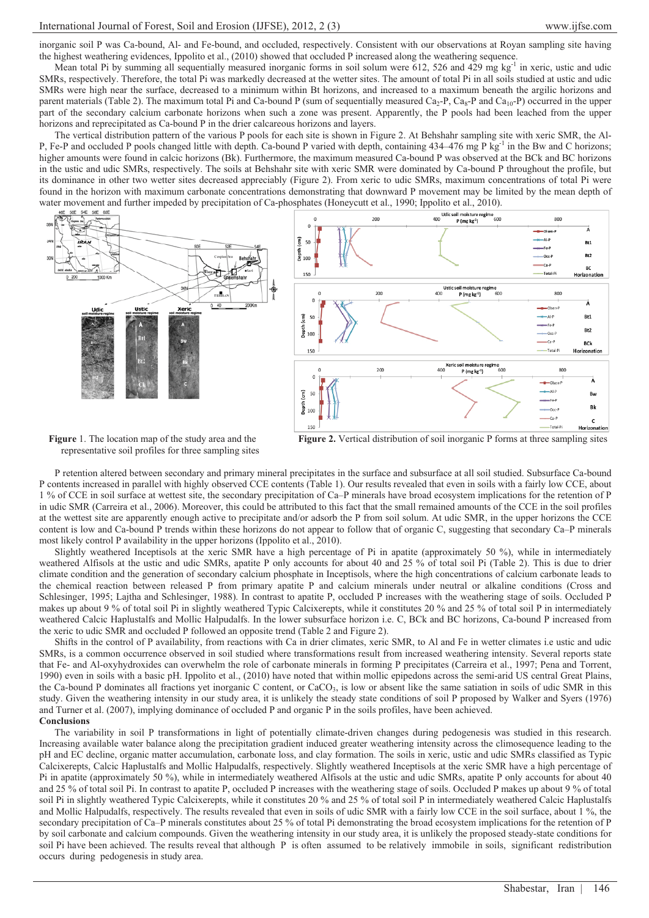inorganic soil P was Ca-bound, Al- and Fe-bound, and occluded, respectively. Consistent with our observations at Royan sampling site having the highest weathering evidences, Ippolito et al., (2010) showed that occluded P increased along the weathering sequence.

Mean total Pi by summing all sequentially measured inorganic forms in soil solum were 612, 526 and 429 mg kg$^{-1}$ in xeric, ustic and udic SMRs, respectively. Therefore, the total Pi was markedly decreased at the wetter sites. The amount of total Pi in all soils studied at ustic and udic SMRs were high near the surface, decreased to a minimum within Bt horizons, and increased to a maximum beneath the argilic horizons and parent materials (Table 2). The maximum total Pi and Ca-bound P (sum of sequentially measured $Ca_2$-P, $Ca_8$-P and $Ca_{10}$-P) occurred in the upper part of the secondary calcium carbonate horizons when such a zone was present. Apparently, the P pools had been leached from the upper horizons and reprecipitated as Ca-bound P in the drier calcareous horizons and layers.

The vertical distribution pattern of the various P pools for each site is shown in Figure 2. At Behshahr sampling site with xeric SMR, the Al-P, Fe-P and occluded P pools changed little with depth. Ca-bound P varied with depth, containing 434–476 mg P kg$^{-1}$ in the Bw and C horizons; higher amounts were found in calcic horizons (Bk). Furthermore, the maximum measured Ca-bound P was observed at the BCk and BC horizons in the ustic and udic SMRs, respectively. The soils at Behshahr site with xeric SMR were dominated by Ca-bound P throughout the profile, but its dominance in other two wetter sites decreased appreciably (Figure 2). From xeric to udic SMRs, maximum concentrations of total Pi were found in the horizon with maximum carbonate concentrations demonstrating that downward P movement may be limited by the mean depth of water movement and further impeded by precipitation of Ca-phosphates (Honeycutt et al., 1990; Ippolito et al., 2010).

**Figure** 1. The location map of the study area and the representative soil profiles for three sampling sites

**Figure 2.** Vertical distribution of soil inorganic P forms at three sampling sites

P retention altered between secondary and primary mineral precipitates in the surface and subsurface at all soil studied. Subsurface Ca-bound P contents increased in parallel with highly observed CCE contents (Table 1). Our results revealed that even in soils with a fairly low CCE, about 1 % of CCE in soil surface at wettest site, the secondary precipitation of Ca–P minerals have broad ecosystem implications for the retention of P in udic SMR (Carreira et al., 2006). Moreover, this could be attributed to this fact that the small remained amounts of the CCE in the soil profiles at the wettest site are apparently enough active to precipitate and/or adsorb the P from soil solum. At udic SMR, in the upper horizons the CCE content is low and Ca-bound P trends within these horizons do not appear to follow that of organic C, suggesting that secondary Ca–P minerals most likely control P availability in the upper horizons (Ippolito et al., 2010).

Slightly weathered Inceptisols at the xeric SMR have a high percentage of Pi in apatite (approximately 50 %), while in intermediately weathered Alfisols at the ustic and udic SMRs, apatite P only accounts for about 40 and 25 % of total soil Pi (Table 2). This is due to drier climate condition and the generation of secondary calcium phosphate in Inceptisols, where the high concentrations of calcium carbonate leads to the chemical reaction between released P from primary apatite P and calcium minerals under neutral or alkaline conditions (Cross and Schlesinger, 1995; Lajtha and Schlesinger, 1988). In contrast to apatite P, occluded P increases with the weathering stage of soils. Occluded P makes up about 9 % of total soil Pi in slightly weathered Typic Calcixerepts, while it constitutes 20 % and 25 % of total soil P in intermediately weathered Calcic Haplustalfs and Mollic Halpudalfs. In the lower subsurface horizon i.e. C, BCk and BC horizons, Ca-bound P increased from the xeric to udic SMR and occluded P followed an opposite trend (Table 2 and Figure 2).

Shifts in the control of P availability, from reactions with Ca in drier climates, xeric SMR, to Al and Fe in wetter climates i.e ustic and udic SMRs, is a common occurrence observed in soil studied where transformations result from increased weathering intensity. Several reports state that Fe- and Al-oxyhydroxides can overwhelm the role of carbonate minerals in forming P precipitates (Carreira et al., 1997; Pena and Torrent, 1990) even in soils with a basic pH. Ippolito et al., (2010) have noted that within mollic epipedons across the semi-arid US central Great Plains, the Ca-bound P dominates all fractions yet inorganic C content, or $CaCO_3$, is low or absent like the same satiation in soils of udic SMR in this study. Given the weathering intensity in our study area, it is unlikely the steady state conditions of soil P proposed by Walker and Syers (1976) and Turner et al. (2007), implying dominance of occluded P and organic P in the soils profiles, have been achieved.

**Conclusions**

The variability in soil P transformations in light of potentially climate-driven changes during pedogenesis was studied in this research. Increasing available water balance along the precipitation gradient induced greater weathering intensity across the climosequence leading to the pH and EC decline, organic matter accumulation, carbonate loss, and clay formation. The soils in xeric, ustic and udic SMRs classified as Typic Calcixerepts, Calcic Haplustalfs and Mollic Halpudalfs, respectively. Slightly weathered Inceptisols at the xeric SMR have a high percentage of Pi in apatite (approximately 50 %), while in intermediately weathered Alfisols at the ustic and udic SMRs, apatite P only accounts for about 40 and 25 % of total soil Pi. In contrast to apatite P, occluded P increases with the weathering stage of soils. Occluded P makes up about 9 % of total soil Pi in slightly weathered Typic Calcixerepts, while it constitutes 20 % and 25 % of total soil P in intermediately weathered Calcic Haplustalfs and Mollic Halpudalfs, respectively. The results revealed that even in soils of udic SMR with a fairly low CCE in the soil surface, about 1 %, the secondary precipitation of Ca–P minerals constitutes about 25 % of total Pi demonstrating the broad ecosystem implications for the retention of P by soil carbonate and calcium compounds. Given the weathering intensity in our study area, it is unlikely the proposed steady-state conditions for soil Pi have been achieved. The results reveal that although P is often assumed to be relatively immobile in soils, significant redistribution occurs during pedogenesis in study area.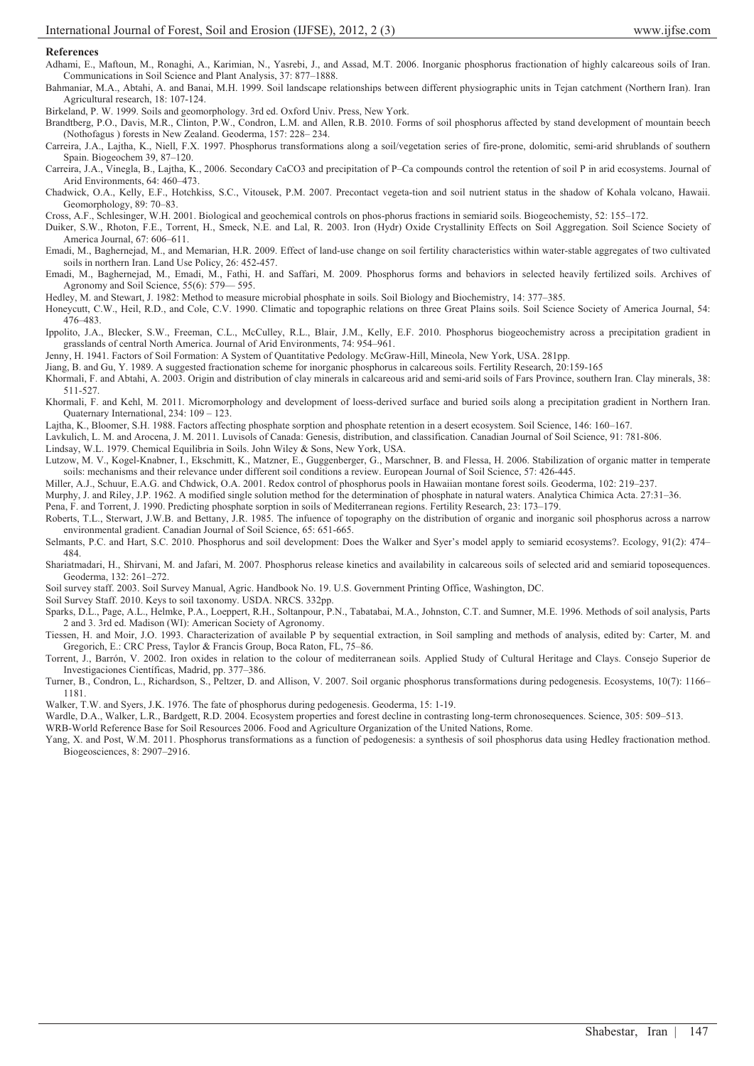**References**

Adhami, E., Maftoun, M., Ronaghi, A., Karimian, N., Yasrebi, J., and Assad, M.T. 2006. Inorganic phosphorus fractionation of highly calcareous soils of Iran. Communications in Soil Science and Plant Analysis, 37: 877–1888.

Bahmaniar, M.A., Abtahi, A. and Banai, M.H. 1999. Soil landscape relationships between different physiographic units in Tejan catchment (Northern Iran). Iran Agricultural research, 18: 107-124.

Birkeland, P. W. 1999. Soils and geomorphology. 3rd ed. Oxford Univ. Press, New York.

Brandtberg, P.O., Davis, M.R., Clinton, P.W., Condron, L.M. and Allen, R.B. 2010. Forms of soil phosphorus affected by stand development of mountain beech (Nothofagus ) forests in New Zealand. Geoderma, 157: 228– 234.

Carreira, J.A., Lajtha, K., Niell, F.X. 1997. Phosphorus transformations along a soil/vegetation series of fire-prone, dolomitic, semi-arid shrublands of southern Spain. Biogeochem 39, 87–120.

Carreira, J.A., Vinegla, B., Lajtha, K., 2006. Secondary CaCO3 and precipitation of P–Ca compounds control the retention of soil P in arid ecosystems. Journal of Arid Environments, 64: 460–473.

Chadwick, O.A., Kelly, E.F., Hotchkiss, S.C., Vitousek, P.M. 2007. Precontact vegeta-tion and soil nutrient status in the shadow of Kohala volcano, Hawaii. Geomorphology, 89: 70–83.

Cross, A.F., Schlesinger, W.H. 2001. Biological and geochemical controls on phos-phorus fractions in semiarid soils. Biogeochemisty, 52: 155–172.

Duiker, S.W., Rhoton, F.E., Torrent, H., Smeck, N.E. and Lal, R. 2003. Iron (Hydr) Oxide Crystallinity Effects on Soil Aggregation. Soil Science Society of America Journal, 67: 606–611.

Emadi, M., Baghernejad, M., and Memarian, H.R. 2009. Effect of land-use change on soil fertility characteristics within water-stable aggregates of two cultivated soils in northern Iran. Land Use Policy, 26: 452-457.

Emadi, M., Baghernejad, M., Emadi, M., Fathi, H. and Saffari, M. 2009. Phosphorus forms and behaviors in selected heavily fertilized soils. Archives of Agronomy and Soil Science, 55(6): 579— 595.

Hedley, M. and Stewart, J. 1982: Method to measure microbial phosphate in soils. Soil Biology and Biochemistry, 14: 377–385.

Honeycutt, C.W., Heil, R.D., and Cole, C.V. 1990. Climatic and topographic relations on three Great Plains soils. Soil Science Society of America Journal, 54: 476–483.

Ippolito, J.A., Blecker, S.W., Freeman, C.L., McCulley, R.L., Blair, J.M., Kelly, E.F. 2010. Phosphorus biogeochemistry across a precipitation gradient in grasslands of central North America. Journal of Arid Environments, 74: 954–961.

Jenny, H. 1941. Factors of Soil Formation: A System of Quantitative Pedology. McGraw-Hill, Mineola, New York, USA. 281pp.

Jiang, B. and Gu, Y. 1989. A suggested fractionation scheme for inorganic phosphorus in calcareous soils. Fertility Research, 20:159-165

Khormali, F. and Abtahi, A. 2003. Origin and distribution of clay minerals in calcareous arid and semi-arid soils of Fars Province, southern Iran. Clay minerals, 38: 511-527.

Khormali, F. and Kehl, M. 2011. Micromorphology and development of loess-derived surface and buried soils along a precipitation gradient in Northern Iran. Quaternary International, 234: 109 – 123.

Lajtha, K., Bloomer, S.H. 1988. Factors affecting phosphate sorption and phosphate retention in a desert ecosystem. Soil Science, 146: 160–167.

Lavkulich, L. M. and Arocena, J. M. 2011. Luvisols of Canada: Genesis, distribution, and classification. Canadian Journal of Soil Science, 91: 781-806.

Lindsay, W.L. 1979. Chemical Equilibria in Soils. John Wiley & Sons, New York, USA.

Lutzow, M. V., Kogel-Knabner, I., Ekschmitt, K., Matzner, E., Guggenberger, G., Marschner, B. and Flessa, H. 2006. Stabilization of organic matter in temperate soils: mechanisms and their relevance under different soil conditions a review. European Journal of Soil Science, 57: 426-445.

Miller, A.J., Schuur, E.A.G. and Chdwick, O.A. 2001. Redox control of phosphorus pools in Hawaiian montane forest soils. Geoderma, 102: 219–237.

Murphy, J. and Riley, J.P. 1962. A modified single solution method for the determination of phosphate in natural waters. Analytica Chimica Acta. 27:31–36.

Pena, F. and Torrent, J. 1990. Predicting phosphate sorption in soils of Mediterranean regions. Fertility Research, 23: 173–179.

Roberts, T.L., Sterwart, J.W.B. and Bettany, J.R. 1985. The infuence of topography on the distribution of organic and inorganic soil phosphorus across a narrow environmental gradient. Canadian Journal of Soil Science, 65: 651-665.

Selmants, P.C. and Hart, S.C. 2010. Phosphorus and soil development: Does the Walker and Syer's model apply to semiarid ecosystems?. Ecology, 91(2): 474–484.

Shariatmadari, H., Shirvani, M. and Jafari, M. 2007. Phosphorus release kinetics and availability in calcareous soils of selected arid and semiarid toposequences. Geoderma, 132: 261–272.

Soil survey staff. 2003. Soil Survey Manual, Agric. Handbook No. 19. U.S. Government Printing Office, Washington, DC.

Soil Survey Staff. 2010. Keys to soil taxonomy. USDA. NRCS. 332pp.

Sparks, D.L., Page, A.L., Helmke, P.A., Loeppert, R.H., Soltanpour, P.N., Tabatabai, M.A., Johnston, C.T. and Sumner, M.E. 1996. Methods of soil analysis, Parts 2 and 3. 3rd ed. Madison (WI): American Society of Agronomy.

Tiessen, H. and Moir, J.O. 1993. Characterization of available P by sequential extraction, in Soil sampling and methods of analysis, edited by: Carter, M. and Gregorich, E.: CRC Press, Taylor & Francis Group, Boca Raton, FL, 75–86.

Torrent, J., Barrón, V. 2002. Iron oxides in relation to the colour of mediterranean soils. Applied Study of Cultural Heritage and Clays. Consejo Superior de Investigaciones Científicas, Madrid, pp. 377–386.

Turner, B., Condron, L., Richardson, S., Peltzer, D. and Allison, V. 2007. Soil organic phosphorus transformations during pedogenesis. Ecosystems, 10(7): 1166–1181.

Walker, T.W. and Syers, J.K. 1976. The fate of phosphorus during pedogenesis. Geoderma, 15: 1-19.

Wardle, D.A., Walker, L.R., Bardgett, R.D. 2004. Ecosystem properties and forest decline in contrasting long-term chronosequences. Science, 305: 509–513.

WRB-World Reference Base for Soil Resources 2006. Food and Agriculture Organization of the United Nations, Rome.

Yang, X. and Post, W.M. 2011. Phosphorus transformations as a function of pedogenesis: a synthesis of soil phosphorus data using Hedley fractionation method. Biogeosciences, 8: 2907–2916.